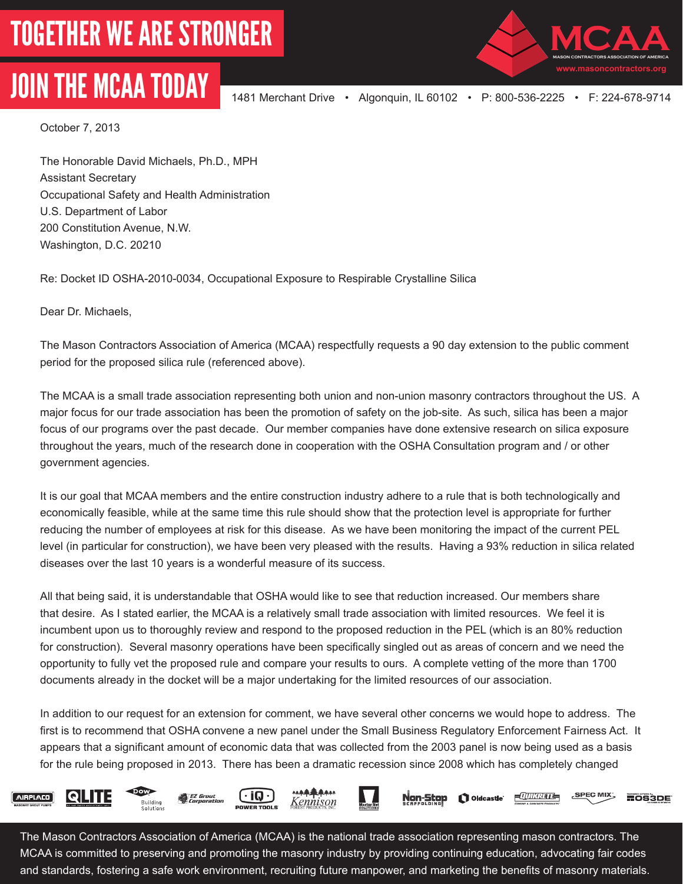# TOGETHER WE ARE STRONGER

# JOIN THE MCAA TODAY

MCAA
MASON CONTRACTORS ASSOCIATION OF AMERICA
www.masoncontractors.org

1481 Merchant Drive • Algonquin, IL 60102 • P: 800-536-2225 • F: 224-678-9714

October 7, 2013

The Honorable David Michaels, Ph.D., MPH
Assistant Secretary
Occupational Safety and Health Administration
U.S. Department of Labor
200 Constitution Avenue, N.W.
Washington, D.C. 20210

Re: Docket ID OSHA-2010-0034, Occupational Exposure to Respirable Crystalline Silica

Dear Dr. Michaels,

The Mason Contractors Association of America (MCAA) respectfully requests a 90 day extension to the public comment period for the proposed silica rule (referenced above).

The MCAA is a small trade association representing both union and non-union masonry contractors throughout the US. A major focus for our trade association has been the promotion of safety on the job-site. As such, silica has been a major focus of our programs over the past decade. Our member companies have done extensive research on silica exposure throughout the years, much of the research done in cooperation with the OSHA Consultation program and / or other government agencies.

It is our goal that MCAA members and the entire construction industry adhere to a rule that is both technologically and economically feasible, while at the same time this rule should show that the protection level is appropriate for further reducing the number of employees at risk for this disease. As we have been monitoring the impact of the current PEL level (in particular for construction), we have been very pleased with the results. Having a 93% reduction in silica related diseases over the last 10 years is a wonderful measure of its success.

All that being said, it is understandable that OSHA would like to see that reduction increased. Our members share that desire. As I stated earlier, the MCAA is a relatively small trade association with limited resources. We feel it is incumbent upon us to thoroughly review and respond to the proposed reduction in the PEL (which is an 80% reduction for construction). Several masonry operations have been specifically singled out as areas of concern and we need the opportunity to fully vet the proposed rule and compare your results to ours. A complete vetting of the more than 1700 documents already in the docket will be a major undertaking for the limited resources of our association.

In addition to our request for an extension for comment, we have several other concerns we would hope to address. The first is to recommend that OSHA convene a new panel under the Small Business Regulatory Enforcement Fairness Act. It appears that a significant amount of economic data that was collected from the 2003 panel is now being used as a basis for the rule being proposed in 2013. There has been a dramatic recession since 2008 which has completely changed

AIRPLACO | QLITE | DOW Building Solutions | EZ Grout Corporation | iQ Power Tools | Kennison Forest Products, Inc. | Mortar Net Solutions | Non-Stop Scaffolding | Oldcastle | Quikrete | Spec Mix | OS3DE

The Mason Contractors Association of America (MCAA) is the national trade association representing mason contractors. The MCAA is committed to preserving and promoting the masonry industry by providing continuing education, advocating fair codes and standards, fostering a safe work environment, recruiting future manpower, and marketing the benefits of masonry materials.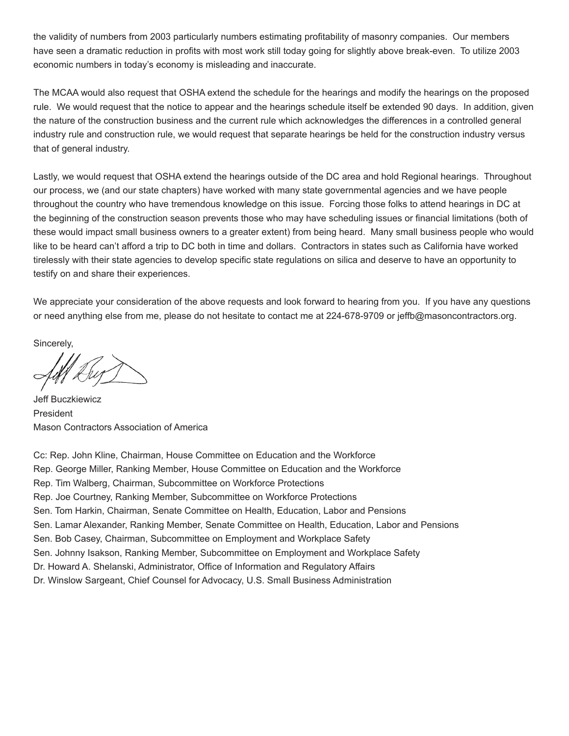the validity of numbers from 2003 particularly numbers estimating profitability of masonry companies. Our members have seen a dramatic reduction in profits with most work still today going for slightly above break-even. To utilize 2003 economic numbers in today's economy is misleading and inaccurate.

The MCAA would also request that OSHA extend the schedule for the hearings and modify the hearings on the proposed rule. We would request that the notice to appear and the hearings schedule itself be extended 90 days. In addition, given the nature of the construction business and the current rule which acknowledges the differences in a controlled general industry rule and construction rule, we would request that separate hearings be held for the construction industry versus that of general industry.

Lastly, we would request that OSHA extend the hearings outside of the DC area and hold Regional hearings. Throughout our process, we (and our state chapters) have worked with many state governmental agencies and we have people throughout the country who have tremendous knowledge on this issue. Forcing those folks to attend hearings in DC at the beginning of the construction season prevents those who may have scheduling issues or financial limitations (both of these would impact small business owners to a greater extent) from being heard. Many small business people who would like to be heard can't afford a trip to DC both in time and dollars. Contractors in states such as California have worked tirelessly with their state agencies to develop specific state regulations on silica and deserve to have an opportunity to testify on and share their experiences.

We appreciate your consideration of the above requests and look forward to hearing from you. If you have any questions or need anything else from me, please do not hesitate to contact me at 224-678-9709 or jeffb@masoncontractors.org.

Sincerely,

Jeff Buczkiewicz
President
Mason Contractors Association of America

Cc: Rep. John Kline, Chairman, House Committee on Education and the Workforce
Rep. George Miller, Ranking Member, House Committee on Education and the Workforce
Rep. Tim Walberg, Chairman, Subcommittee on Workforce Protections
Rep. Joe Courtney, Ranking Member, Subcommittee on Workforce Protections
Sen. Tom Harkin, Chairman, Senate Committee on Health, Education, Labor and Pensions
Sen. Lamar Alexander, Ranking Member, Senate Committee on Health, Education, Labor and Pensions
Sen. Bob Casey, Chairman, Subcommittee on Employment and Workplace Safety
Sen. Johnny Isakson, Ranking Member, Subcommittee on Employment and Workplace Safety
Dr. Howard A. Shelanski, Administrator, Office of Information and Regulatory Affairs
Dr. Winslow Sargeant, Chief Counsel for Advocacy, U.S. Small Business Administration